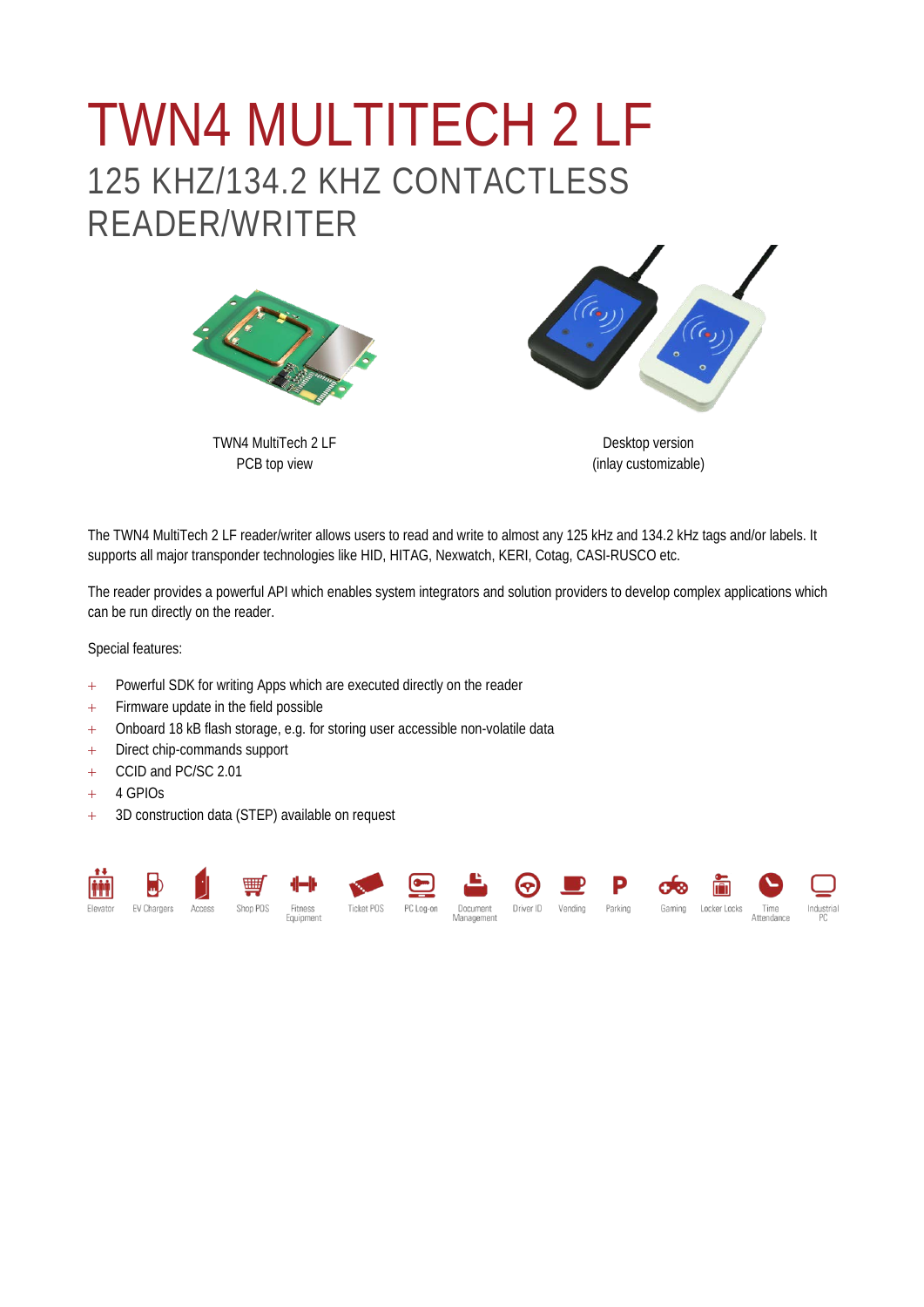# TWN4 MULTITECH 2 LF

## 125 KHZ/134.2 KHZ CONTACTLESS READER/WRITER

TWN4 MultiTech 2 LF
PCB top view

Desktop version
(inlay customizable)

The TWN4 MultiTech 2 LF reader/writer allows users to read and write to almost any 125 kHz and 134.2 kHz tags and/or labels. It supports all major transponder technologies like HID, HITAG, Nexwatch, KERI, Cotag, CASI-RUSCO etc.

The reader provides a powerful API which enables system integrators and solution providers to develop complex applications which can be run directly on the reader.

Special features:

- Powerful SDK for writing Apps which are executed directly on the reader
- Firmware update in the field possible
- Onboard 18 kB flash storage, e.g. for storing user accessible non-volatile data
- Direct chip-commands support
- CCID and PC/SC 2.01
- 4 GPIOs
- 3D construction data (STEP) available on request

Elevator | EV Chargers | Access | Shop POS | Fitness Equipment | Ticket POS | PC Log-on | Document Management | Driver ID | Vending | Parking | Gaming | Locker Locks | Time Attendance | Industrial PC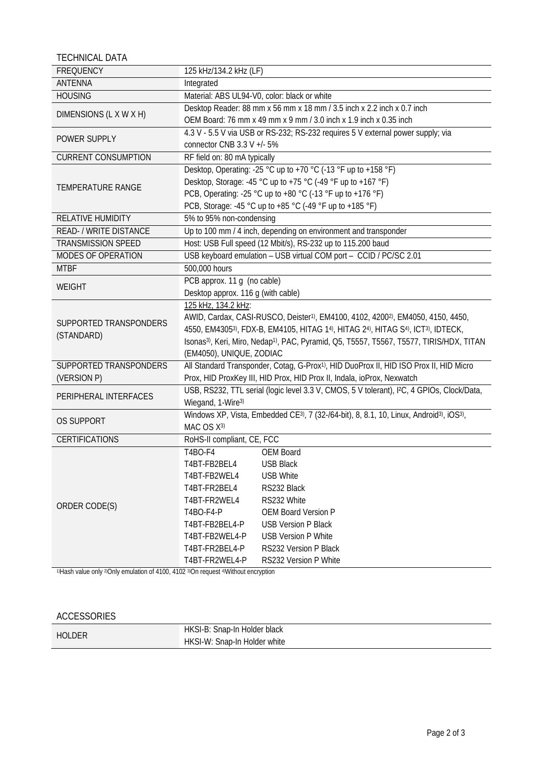## TECHNICAL DATA

| | |
|---|---|
| FREQUENCY | 125 kHz/134.2 kHz (LF) |
| ANTENNA | Integrated |
| HOUSING | Material: ABS UL94-V0, color: black or white |
| DIMENSIONS (L X W X H) | Desktop Reader: 88 mm x 56 mm x 18 mm / 3.5 inch x 2.2 inch x 0.7 inch<br>OEM Board: 76 mm x 49 mm x 9 mm / 3.0 inch x 1.9 inch x 0.35 inch |
| POWER SUPPLY | 4.3 V - 5.5 V via USB or RS-232; RS-232 requires 5 V external power supply; via connector CNB 3.3 V +/- 5% |
| CURRENT CONSUMPTION | RF field on: 80 mA typically |
| TEMPERATURE RANGE | Desktop, Operating: -25 °C up to +70 °C (-13 °F up to +158 °F)<br>Desktop, Storage: -45 °C up to +75 °C (-49 °F up to +167 °F)<br>PCB, Operating: -25 °C up to +80 °C (-13 °F up to +176 °F)<br>PCB, Storage: -45 °C up to +85 °C (-49 °F up to +185 °F) |
| RELATIVE HUMIDITY | 5% to 95% non-condensing |
| READ- / WRITE DISTANCE | Up to 100 mm / 4 inch, depending on environment and transponder |
| TRANSMISSION SPEED | Host: USB Full speed (12 Mbit/s), RS-232 up to 115.200 baud |
| MODES OF OPERATION | USB keyboard emulation – USB virtual COM port – CCID / PC/SC 2.01 |
| MTBF | 500,000 hours |
| WEIGHT | PCB approx. 11 g (no cable)<br>Desktop approx. 116 g (with cable) |
| SUPPORTED TRANSPONDERS (STANDARD) | 125 kHz, 134.2 kHz:<br>AWID, Cardax, CASI-RUSCO, Deister[1], EM4100, 4102, 4200[2], EM4050, 4150, 4450, 4550, EM4305[3], FDX-B, EM4105, HITAG 1[4], HITAG 2[4], HITAG S[4], ICT[3], IDTECK, Isonas[3], Keri, Miro, Nedap[1], PAC, Pyramid, Q5, T5557, T5567, T5577, TIRIS/HDX, TITAN (EM4050), UNIQUE, ZODIAC |
| SUPPORTED TRANSPONDERS (VERSION P) | All Standard Transponder, Cotag, G-Prox[1], HID DuoProx II, HID ISO Prox II, HID Micro Prox, HID ProxKey III, HID Prox, HID Prox II, Indala, ioProx, Nexwatch |
| PERIPHERAL INTERFACES | USB, RS232, TTL serial (logic level 3.3 V, CMOS, 5 V tolerant), I²C, 4 GPIOs, Clock/Data, Wiegand, 1-Wire[3] |
| OS SUPPORT | Windows XP, Vista, Embedded CE[3], 7 (32-/64-bit), 8, 8.1, 10, Linux, Android[3], iOS[3], MAC OS X[3] |
| CERTIFICATIONS | RoHS-II compliant, CE, FCC |
| ORDER CODE(S) | T4BO-F4 — OEM Board<br>T4BT-FB2BEL4 — USB Black<br>T4BT-FB2WEL4 — USB White<br>T4BT-FR2BEL4 — RS232 Black<br>T4BT-FR2WEL4 — RS232 White<br>T4BO-F4-P — OEM Board Version P<br>T4BT-FB2BEL4-P — USB Version P Black<br>T4BT-FB2WEL4-P — USB Version P White<br>T4BT-FR2BEL4-P — RS232 Version P Black<br>T4BT-FR2WEL4-P — RS232 Version P White |

[1]Hash value only [2]Only emulation of 4100, 4102 [3]On request [4]Without encryption

## ACCESSORIES

| | |
|---|---|
| HOLDER | HKSI-B: Snap-In Holder black<br>HKSI-W: Snap-In Holder white |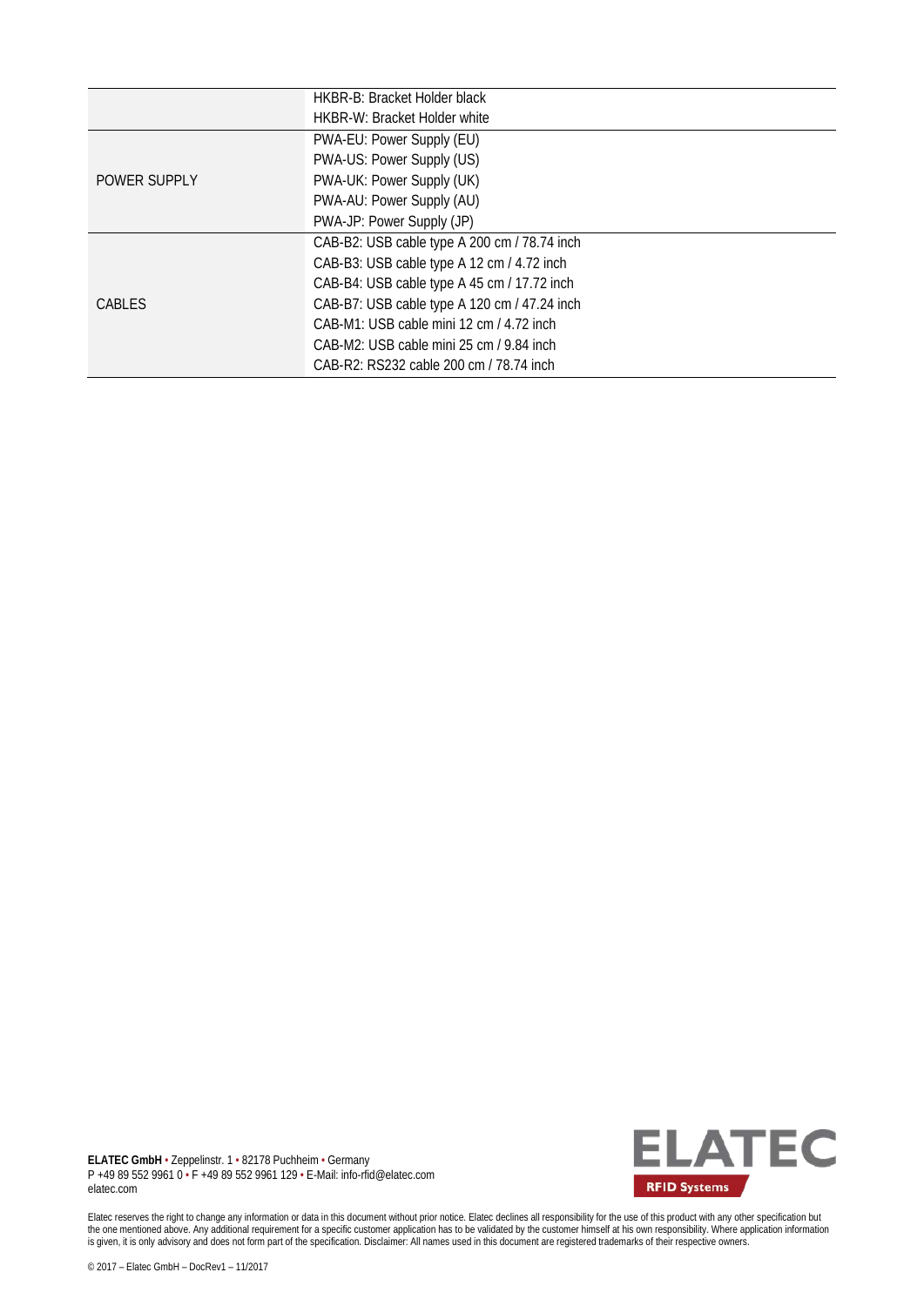| | |
|---|---|
| | HKBR-B: Bracket Holder black<br>HKBR-W: Bracket Holder white |
| POWER SUPPLY | PWA-EU: Power Supply (EU)<br>PWA-US: Power Supply (US)<br>PWA-UK: Power Supply (UK)<br>PWA-AU: Power Supply (AU)<br>PWA-JP: Power Supply (JP) |
| CABLES | CAB-B2: USB cable type A 200 cm / 78.74 inch<br>CAB-B3: USB cable type A 12 cm / 4.72 inch<br>CAB-B4: USB cable type A 45 cm / 17.72 inch<br>CAB-B7: USB cable type A 120 cm / 47.24 inch<br>CAB-M1: USB cable mini 12 cm / 4.72 inch<br>CAB-M2: USB cable mini 25 cm / 9.84 inch<br>CAB-R2: RS232 cable 200 cm / 78.74 inch |

**ELATEC GmbH** • Zeppelinstr. 1 • 82178 Puchheim • Germany
P +49 89 552 9961 0 • F +49 89 552 9961 129 • E-Mail: info-rfid@elatec.com
elatec.com

ELATEC
RFID Systems

Elatec reserves the right to change any information or data in this document without prior notice. Elatec declines all responsibility for the use of this product with any other specification but the one mentioned above. Any additional requirement for a specific customer application has to be validated by the customer himself at his own responsibility. Where application information is given, it is only advisory and does not form part of the specification. Disclaimer: All names used in this document are registered trademarks of their respective owners.

© 2017 – Elatec GmbH – DocRev1 – 11/2017